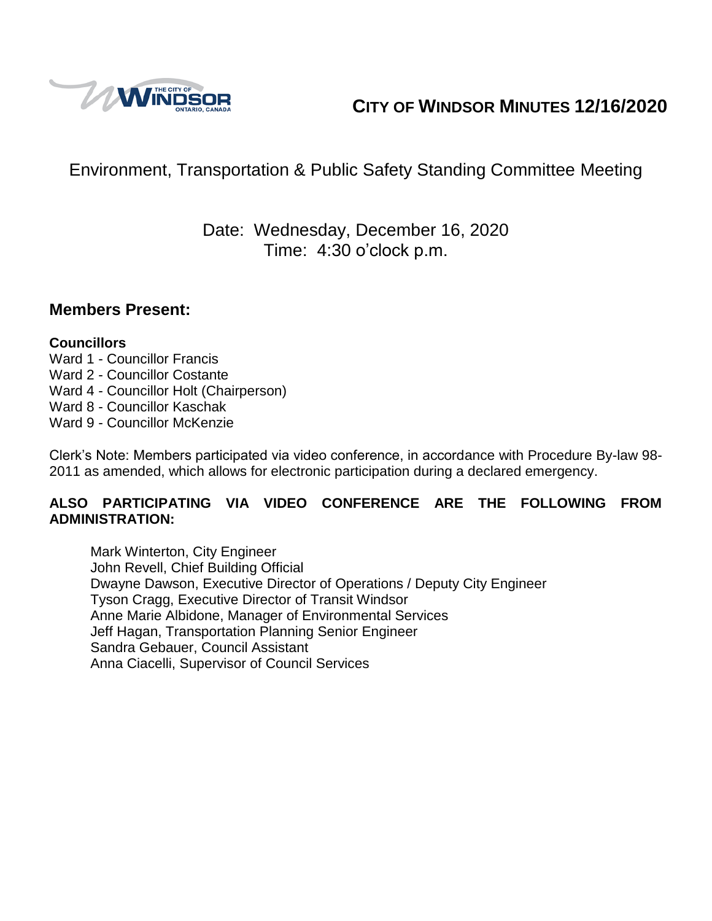# CITY OF WINDSOR MINUTES 12/16/2020

## Environment, Transportation & Public Safety Standing Committee Meeting

Date: Wednesday, December 16, 2020
Time: 4:30 o'clock p.m.

## Members Present:

**Councillors**
Ward 1 - Councillor Francis
Ward 2 - Councillor Costante
Ward 4 - Councillor Holt (Chairperson)
Ward 8 - Councillor Kaschak
Ward 9 - Councillor McKenzie

Clerk's Note: Members participated via video conference, in accordance with Procedure By-law 98-2011 as amended, which allows for electronic participation during a declared emergency.

**ALSO PARTICIPATING VIA VIDEO CONFERENCE ARE THE FOLLOWING FROM ADMINISTRATION:**

Mark Winterton, City Engineer
John Revell, Chief Building Official
Dwayne Dawson, Executive Director of Operations / Deputy City Engineer
Tyson Cragg, Executive Director of Transit Windsor
Anne Marie Albidone, Manager of Environmental Services
Jeff Hagan, Transportation Planning Senior Engineer
Sandra Gebauer, Council Assistant
Anna Ciacelli, Supervisor of Council Services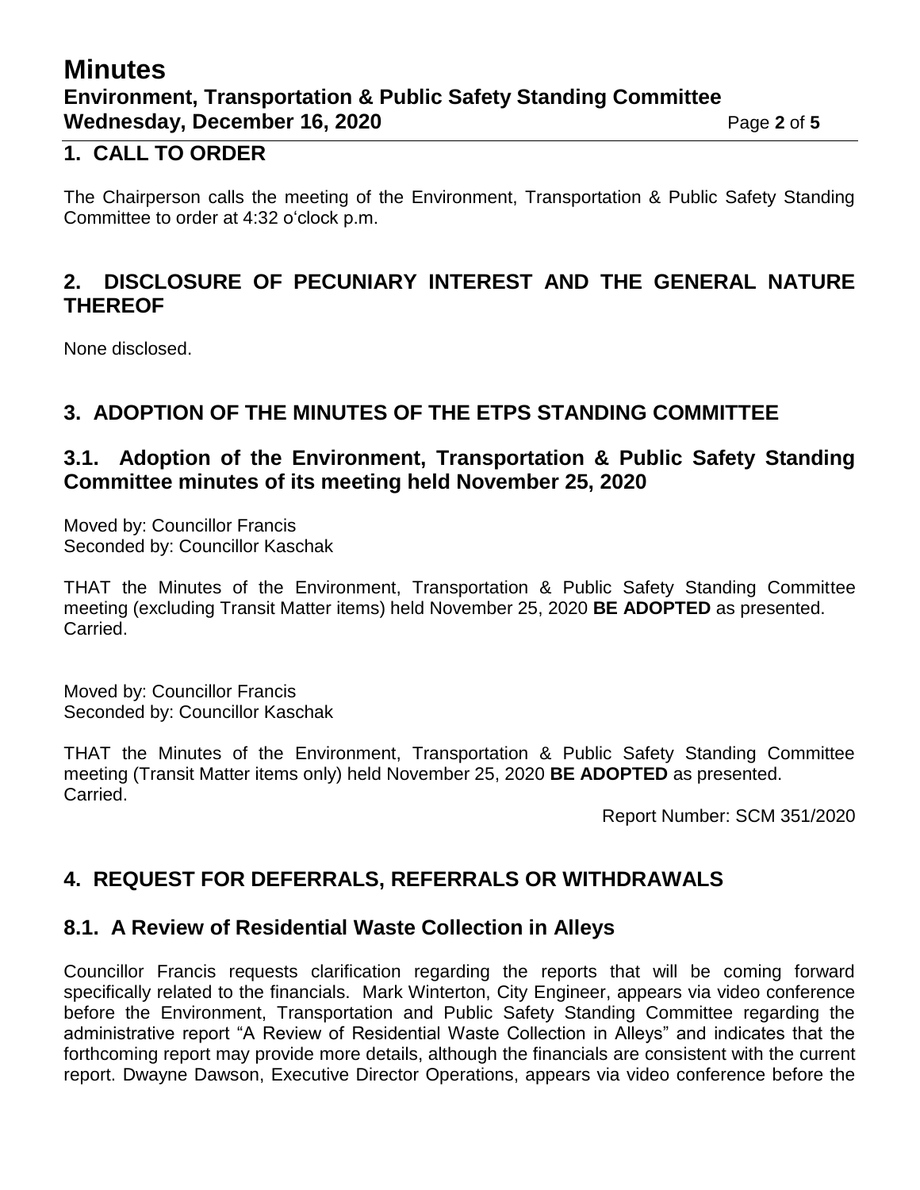## 1. CALL TO ORDER

The Chairperson calls the meeting of the Environment, Transportation & Public Safety Standing Committee to order at 4:32 o'clock p.m.

## 2. DISCLOSURE OF PECUNIARY INTEREST AND THE GENERAL NATURE THEREOF

None disclosed.

## 3. ADOPTION OF THE MINUTES OF THE ETPS STANDING COMMITTEE

### 3.1. Adoption of the Environment, Transportation & Public Safety Standing Committee minutes of its meeting held November 25, 2020

Moved by: Councillor Francis
Seconded by: Councillor Kaschak

THAT the Minutes of the Environment, Transportation & Public Safety Standing Committee meeting (excluding Transit Matter items) held November 25, 2020 **BE ADOPTED** as presented.
Carried.

Moved by: Councillor Francis
Seconded by: Councillor Kaschak

THAT the Minutes of the Environment, Transportation & Public Safety Standing Committee meeting (Transit Matter items only) held November 25, 2020 **BE ADOPTED** as presented.
Carried.

Report Number: SCM 351/2020

## 4. REQUEST FOR DEFERRALS, REFERRALS OR WITHDRAWALS

### 8.1. A Review of Residential Waste Collection in Alleys

Councillor Francis requests clarification regarding the reports that will be coming forward specifically related to the financials. Mark Winterton, City Engineer, appears via video conference before the Environment, Transportation and Public Safety Standing Committee regarding the administrative report "A Review of Residential Waste Collection in Alleys" and indicates that the forthcoming report may provide more details, although the financials are consistent with the current report. Dwayne Dawson, Executive Director Operations, appears via video conference before the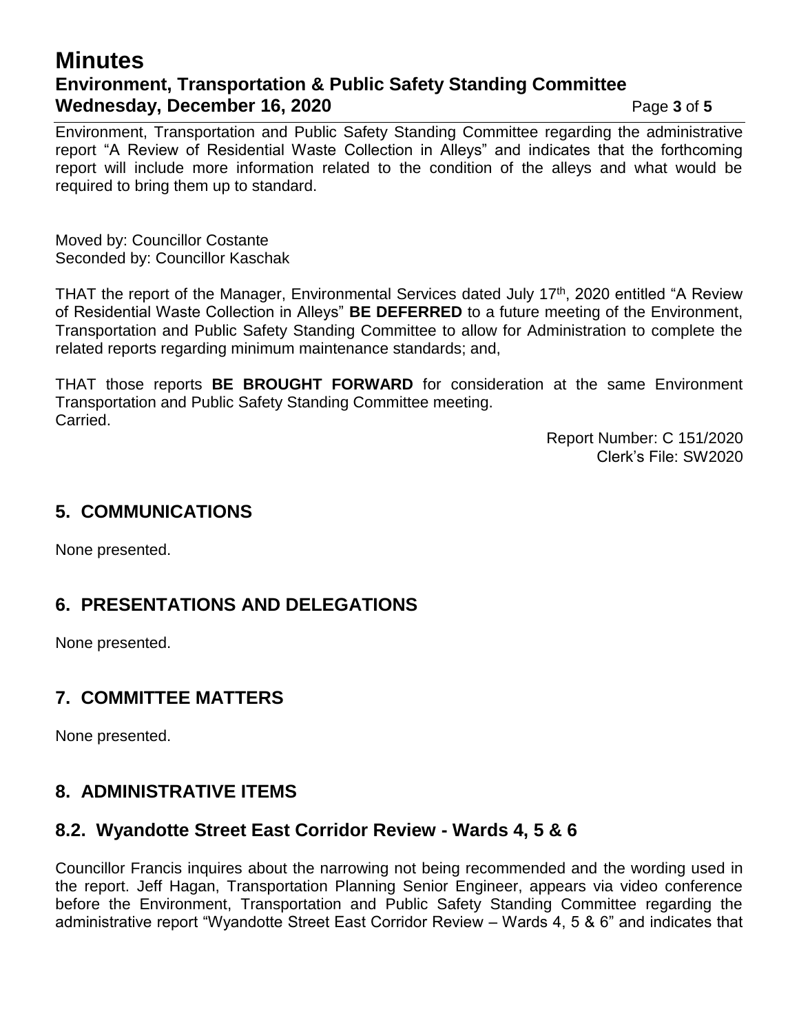Environment, Transportation and Public Safety Standing Committee regarding the administrative report "A Review of Residential Waste Collection in Alleys" and indicates that the forthcoming report will include more information related to the condition of the alleys and what would be required to bring them up to standard.

Moved by: Councillor Costante
Seconded by: Councillor Kaschak

THAT the report of the Manager, Environmental Services dated July 17th, 2020 entitled "A Review of Residential Waste Collection in Alleys" **BE DEFERRED** to a future meeting of the Environment, Transportation and Public Safety Standing Committee to allow for Administration to complete the related reports regarding minimum maintenance standards; and,

THAT those reports **BE BROUGHT FORWARD** for consideration at the same Environment Transportation and Public Safety Standing Committee meeting.
Carried.

Report Number: C 151/2020
Clerk's File: SW2020

## 5. COMMUNICATIONS

None presented.

## 6. PRESENTATIONS AND DELEGATIONS

None presented.

## 7. COMMITTEE MATTERS

None presented.

## 8. ADMINISTRATIVE ITEMS

### 8.2. Wyandotte Street East Corridor Review - Wards 4, 5 & 6

Councillor Francis inquires about the narrowing not being recommended and the wording used in the report. Jeff Hagan, Transportation Planning Senior Engineer, appears via video conference before the Environment, Transportation and Public Safety Standing Committee regarding the administrative report "Wyandotte Street East Corridor Review – Wards 4, 5 & 6" and indicates that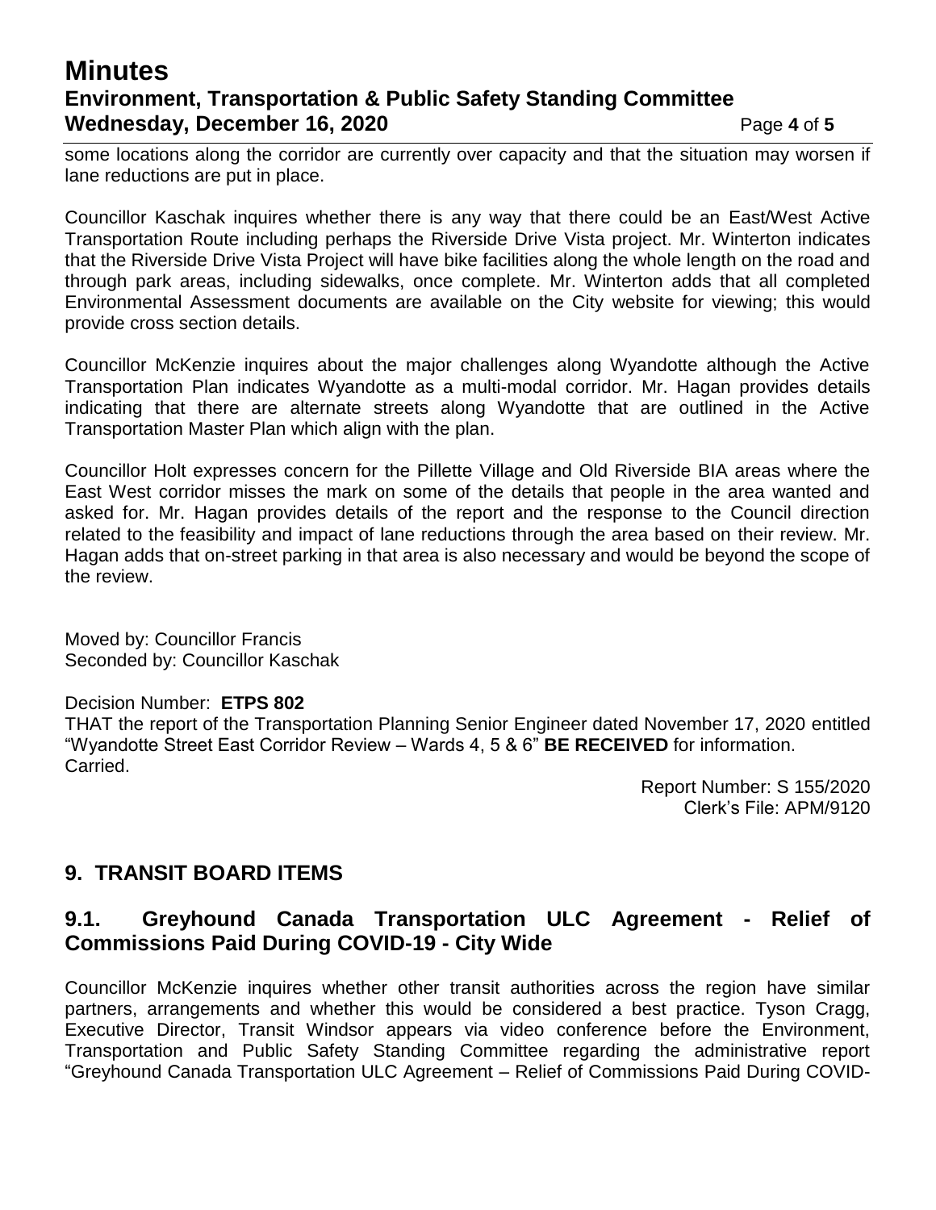some locations along the corridor are currently over capacity and that the situation may worsen if lane reductions are put in place.

Councillor Kaschak inquires whether there is any way that there could be an East/West Active Transportation Route including perhaps the Riverside Drive Vista project. Mr. Winterton indicates that the Riverside Drive Vista Project will have bike facilities along the whole length on the road and through park areas, including sidewalks, once complete. Mr. Winterton adds that all completed Environmental Assessment documents are available on the City website for viewing; this would provide cross section details.

Councillor McKenzie inquires about the major challenges along Wyandotte although the Active Transportation Plan indicates Wyandotte as a multi-modal corridor. Mr. Hagan provides details indicating that there are alternate streets along Wyandotte that are outlined in the Active Transportation Master Plan which align with the plan.

Councillor Holt expresses concern for the Pillette Village and Old Riverside BIA areas where the East West corridor misses the mark on some of the details that people in the area wanted and asked for. Mr. Hagan provides details of the report and the response to the Council direction related to the feasibility and impact of lane reductions through the area based on their review. Mr. Hagan adds that on-street parking in that area is also necessary and would be beyond the scope of the review.

Moved by: Councillor Francis
Seconded by: Councillor Kaschak

Decision Number: **ETPS 802**
THAT the report of the Transportation Planning Senior Engineer dated November 17, 2020 entitled "Wyandotte Street East Corridor Review – Wards 4, 5 & 6" **BE RECEIVED** for information.
Carried.

Report Number: S 155/2020
Clerk's File: APM/9120

## 9. TRANSIT BOARD ITEMS

### 9.1. Greyhound Canada Transportation ULC Agreement - Relief of Commissions Paid During COVID-19 - City Wide

Councillor McKenzie inquires whether other transit authorities across the region have similar partners, arrangements and whether this would be considered a best practice. Tyson Cragg, Executive Director, Transit Windsor appears via video conference before the Environment, Transportation and Public Safety Standing Committee regarding the administrative report "Greyhound Canada Transportation ULC Agreement – Relief of Commissions Paid During COVID-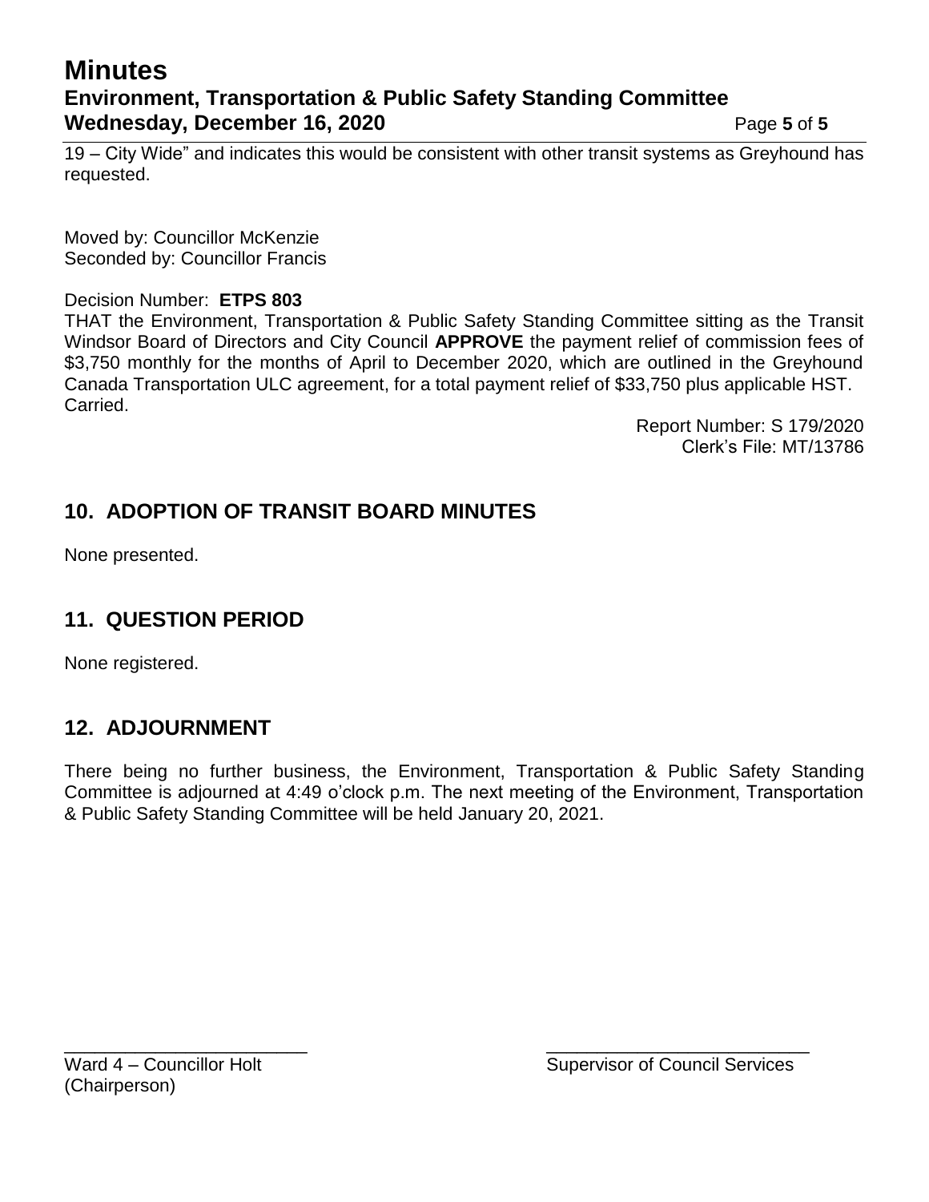19 – City Wide" and indicates this would be consistent with other transit systems as Greyhound has requested.

Moved by: Councillor McKenzie
Seconded by: Councillor Francis

Decision Number: **ETPS 803**
THAT the Environment, Transportation & Public Safety Standing Committee sitting as the Transit Windsor Board of Directors and City Council **APPROVE** the payment relief of commission fees of $3,750 monthly for the months of April to December 2020, which are outlined in the Greyhound Canada Transportation ULC agreement, for a total payment relief of $33,750 plus applicable HST.
Carried.

Report Number: S 179/2020
Clerk's File: MT/13786

## 10. ADOPTION OF TRANSIT BOARD MINUTES

None presented.

## 11. QUESTION PERIOD

None registered.

## 12. ADJOURNMENT

There being no further business, the Environment, Transportation & Public Safety Standing Committee is adjourned at 4:49 o'clock p.m. The next meeting of the Environment, Transportation & Public Safety Standing Committee will be held January 20, 2021.

\_\_\_\_\_\_\_\_\_\_\_\_\_\_\_\_\_\_\_\_\_\_\_\_\_
Ward 4 – Councillor Holt
(Chairperson)

\_\_\_\_\_\_\_\_\_\_\_\_\_\_\_\_\_\_\_\_\_\_\_\_\_
Supervisor of Council Services